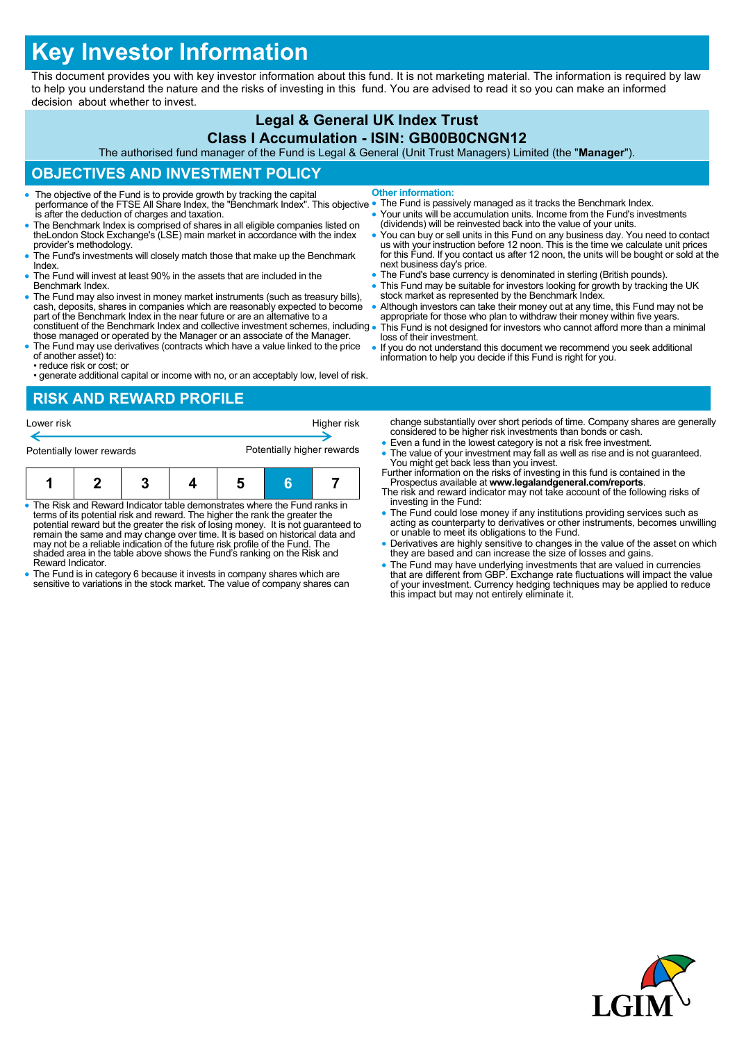# Key Investor Information

This document provides you with key investor information about this fund. It is not marketing material. The information is required by law to help you understand the nature and the risks of investing in this fund. You are advised to read it so you can make an informed decision about whether to invest.

## Legal & General UK Index Trust

## Class I Accumulation - ISIN: GB00B0CNGN12

The authorised fund manager of the Fund is Legal & General (Unit Trust Managers) Limited (the "**Manager**").

## OBJECTIVES AND INVESTMENT POLICY

- The objective of the Fund is to provide growth by tracking the capital performance of the FTSE All Share Index, the "Benchmark Index". This objective is after the deduction of charges and taxation.
- The Benchmark Index is comprised of shares in all eligible companies listed on theLondon Stock Exchange's (LSE) main market in accordance with the index provider's methodology.
- The Fund's investments will closely match those that make up the Benchmark Index.
- The Fund will invest at least 90% in the assets that are included in the Benchmark Index.
- The Fund may also invest in money market instruments (such as treasury bills), cash, deposits, shares in companies which are reasonably expected to become part of the Benchmark Index in the near future or are an alternative to a constituent of the Benchmark Index and collective investment schemes, including those managed or operated by the Manager or an associate of the Manager.
- The Fund may use derivatives (contracts which have a value linked to the price of another asset) to:
  - • reduce risk or cost; or
  - • generate additional capital or income with no, or an acceptably low, level of risk.

**Other information:**

- The Fund is passively managed as it tracks the Benchmark Index.
- Your units will be accumulation units. Income from the Fund's investments (dividends) will be reinvested back into the value of your units.
- You can buy or sell units in this Fund on any business day. You need to contact us with your instruction before 12 noon. This is the time we calculate unit prices for this Fund. If you contact us after 12 noon, the units will be bought or sold at the next business day's price.
- The Fund's base currency is denominated in sterling (British pounds).
- This Fund may be suitable for investors looking for growth by tracking the UK stock market as represented by the Benchmark Index.
- Although investors can take their money out at any time, this Fund may not be appropriate for those who plan to withdraw their money within five years.
- This Fund is not designed for investors who cannot afford more than a minimal loss of their investment.
- If you do not understand this document we recommend you seek additional information to help you decide if this Fund is right for you.

## RISK AND REWARD PROFILE

Lower risk ← → Higher risk

Potentially lower rewards — Potentially higher rewards

| 1 | 2 | 3 | 4 | 5 | **6** | 7 |
|---|---|---|---|---|---|---|

- The Risk and Reward Indicator table demonstrates where the Fund ranks in terms of its potential risk and reward. The higher the rank the greater the potential reward but the greater the risk of losing money. It is not guaranteed to remain the same and may change over time. It is based on historical data and may not be a reliable indication of the future risk profile of the Fund. The shaded area in the table above shows the Fund's ranking on the Risk and Reward Indicator.
- The Fund is in category 6 because it invests in company shares which are sensitive to variations in the stock market. The value of company shares can change substantially over short periods of time. Company shares are generally considered to be higher risk investments than bonds or cash.
- Even a fund in the lowest category is not a risk free investment.
- The value of your investment may fall as well as rise and is not guaranteed. You might get back less than you invest.

Further information on the risks of investing in this fund is contained in the Prospectus available at **www.legalandgeneral.com/reports**.

The risk and reward indicator may not take account of the following risks of investing in the Fund:

- The Fund could lose money if any institutions providing services such as acting as counterparty to derivatives or other instruments, becomes unwilling or unable to meet its obligations to the Fund.
- Derivatives are highly sensitive to changes in the value of the asset on which they are based and can increase the size of losses and gains.
- The Fund may have underlying investments that are valued in currencies that are different from GBP. Exchange rate fluctuations will impact the value of your investment. Currency hedging techniques may be applied to reduce this impact but may not entirely eliminate it.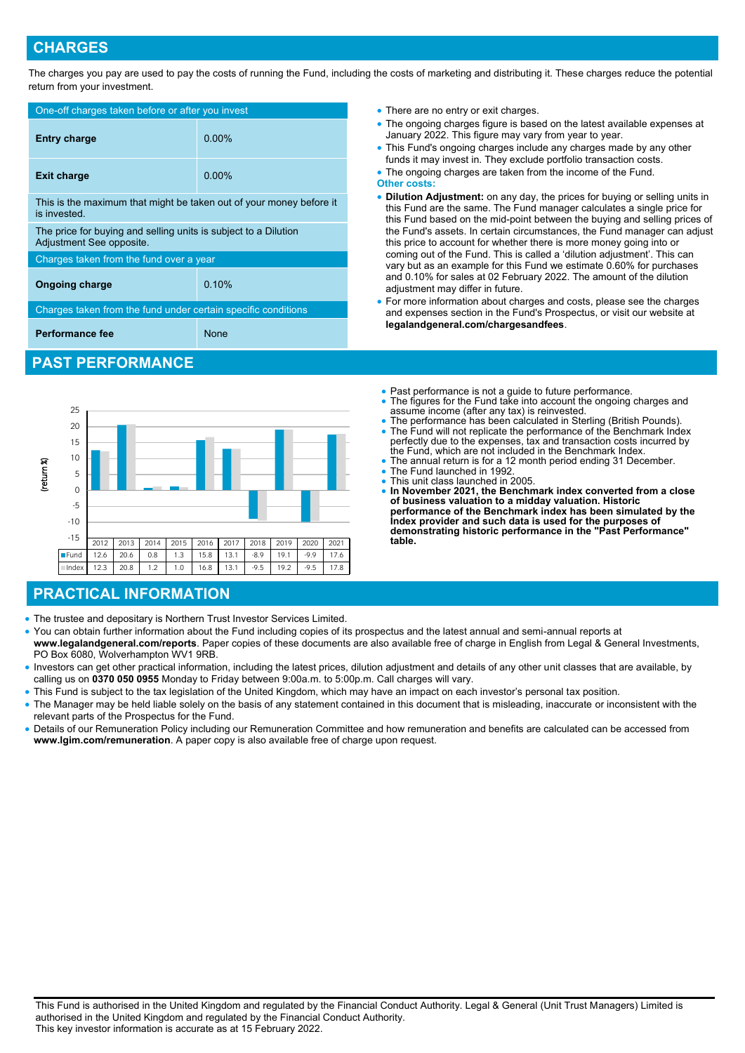## CHARGES

The charges you pay are used to pay the costs of running the Fund, including the costs of marketing and distributing it. These charges reduce the potential return from your investment.

| One-off charges taken before or after you invest | |
|---|---|
| **Entry charge** | 0.00% |
| **Exit charge** | 0.00% |
| This is the maximum that might be taken out of your money before it is invested. | |
| The price for buying and selling units is subject to a Dilution Adjustment See opposite. | |
| Charges taken from the fund over a year | |
| **Ongoing charge** | 0.10% |
| Charges taken from the fund under certain specific conditions | |
| **Performance fee** | None |

- There are no entry or exit charges.
- The ongoing charges figure is based on the latest available expenses at January 2022. This figure may vary from year to year.
- This Fund's ongoing charges include any charges made by any other funds it may invest in. They exclude portfolio transaction costs.
- The ongoing charges are taken from the income of the Fund.

**Other costs:**

- **Dilution Adjustment:** on any day, the prices for buying or selling units in this Fund are the same. The Fund manager calculates a single price for this Fund based on the mid-point between the buying and selling prices of the Fund's assets. In certain circumstances, the Fund manager can adjust this price to account for whether there is more money going into or coming out of the Fund. This is called a 'dilution adjustment'. This can vary but as an example for this Fund we estimate 0.60% for purchases and 0.10% for sales at 02 February 2022. The amount of the dilution adjustment may differ in future.
- For more information about charges and costs, please see the charges and expenses section in the Fund's Prospectus, or visit our website at **legalandgeneral.com/chargesandfees**.

## PAST PERFORMANCE

(return %)

25
20
15
10
5
0
-5
-10
-15

| | 2012 | 2013 | 2014 | 2015 | 2016 | 2017 | 2018 | 2019 | 2020 | 2021 |
|---|---|---|---|---|---|---|---|---|---|---|
| Fund | 12.6 | 20.6 | 0.8 | 1.3 | 15.8 | 13.1 | -8.9 | 19.1 | -9.9 | 17.6 |
| Index | 12.3 | 20.8 | 1.2 | 1.0 | 16.8 | 13.1 | -9.5 | 19.2 | -9.5 | 17.8 |

- Past performance is not a guide to future performance.
- The figures for the Fund take into account the ongoing charges and assume income (after any tax) is reinvested.
- The performance has been calculated in Sterling (British Pounds).
- The Fund will not replicate the performance of the Benchmark Index perfectly due to the expenses, tax and transaction costs incurred by the Fund, which are not included in the Benchmark Index.
- The annual return is for a 12 month period ending 31 December.
- The Fund launched in 1992.
- This unit class launched in 2005.
- **In November 2021, the Benchmark index converted from a close of business valuation to a midday valuation. Historic performance of the Benchmark index has been simulated by the Index provider and such data is used for the purposes of demonstrating historic performance in the "Past Performance" table.**

## PRACTICAL INFORMATION

- The trustee and depositary is Northern Trust Investor Services Limited.
- You can obtain further information about the Fund including copies of its prospectus and the latest annual and semi-annual reports at **www.legalandgeneral.com/reports**. Paper copies of these documents are also available free of charge in English from Legal & General Investments, PO Box 6080, Wolverhampton WV1 9RB.
- Investors can get other practical information, including the latest prices, dilution adjustment and details of any other unit classes that are available, by calling us on **0370 050 0955** Monday to Friday between 9:00a.m. to 5:00p.m. Call charges will vary.
- This Fund is subject to the tax legislation of the United Kingdom, which may have an impact on each investor's personal tax position.
- The Manager may be held liable solely on the basis of any statement contained in this document that is misleading, inaccurate or inconsistent with the relevant parts of the Prospectus for the Fund.
- Details of our Remuneration Policy including our Remuneration Committee and how remuneration and benefits are calculated can be accessed from **www.lgim.com/remuneration**. A paper copy is also available free of charge upon request.

This Fund is authorised in the United Kingdom and regulated by the Financial Conduct Authority. Legal & General (Unit Trust Managers) Limited is authorised in the United Kingdom and regulated by the Financial Conduct Authority.
This key investor information is accurate as at 15 February 2022.